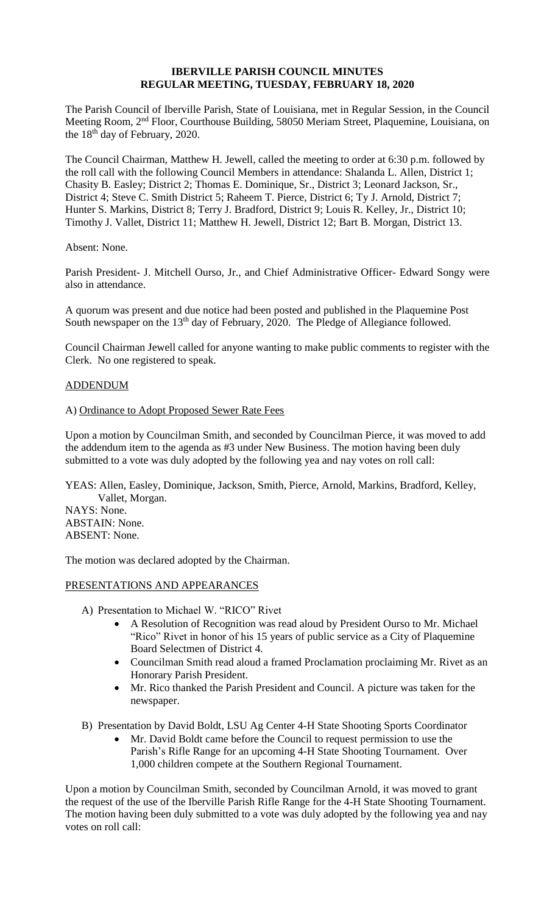**IBERVILLE PARISH COUNCIL MINUTES**
**REGULAR MEETING, TUESDAY, FEBRUARY 18, 2020**

The Parish Council of Iberville Parish, State of Louisiana, met in Regular Session, in the Council Meeting Room, 2nd Floor, Courthouse Building, 58050 Meriam Street, Plaquemine, Louisiana, on the 18th day of February, 2020.

The Council Chairman, Matthew H. Jewell, called the meeting to order at 6:30 p.m. followed by the roll call with the following Council Members in attendance: Shalanda L. Allen, District 1; Chasity B. Easley; District 2; Thomas E. Dominique, Sr., District 3; Leonard Jackson, Sr., District 4; Steve C. Smith District 5; Raheem T. Pierce, District 6; Ty J. Arnold, District 7; Hunter S. Markins, District 8; Terry J. Bradford, District 9; Louis R. Kelley, Jr., District 10; Timothy J. Vallet, District 11; Matthew H. Jewell, District 12; Bart B. Morgan, District 13.

Absent: None.

Parish President- J. Mitchell Ourso, Jr., and Chief Administrative Officer- Edward Songy were also in attendance.

A quorum was present and due notice had been posted and published in the Plaquemine Post South newspaper on the 13th day of February, 2020. The Pledge of Allegiance followed.

Council Chairman Jewell called for anyone wanting to make public comments to register with the Clerk. No one registered to speak.

ADDENDUM

A) Ordinance to Adopt Proposed Sewer Rate Fees

Upon a motion by Councilman Smith, and seconded by Councilman Pierce, it was moved to add the addendum item to the agenda as #3 under New Business. The motion having been duly submitted to a vote was duly adopted by the following yea and nay votes on roll call:

YEAS: Allen, Easley, Dominique, Jackson, Smith, Pierce, Arnold, Markins, Bradford, Kelley, Vallet, Morgan.
NAYS: None.
ABSTAIN: None.
ABSENT: None.

The motion was declared adopted by the Chairman.

PRESENTATIONS AND APPEARANCES

A) Presentation to Michael W. "RICO" Rivet
- A Resolution of Recognition was read aloud by President Ourso to Mr. Michael "Rico" Rivet in honor of his 15 years of public service as a City of Plaquemine Board Selectmen of District 4.
- Councilman Smith read aloud a framed Proclamation proclaiming Mr. Rivet as an Honorary Parish President.
- Mr. Rico thanked the Parish President and Council. A picture was taken for the newspaper.

B) Presentation by David Boldt, LSU Ag Center 4-H State Shooting Sports Coordinator
- Mr. David Boldt came before the Council to request permission to use the Parish's Rifle Range for an upcoming 4-H State Shooting Tournament. Over 1,000 children compete at the Southern Regional Tournament.

Upon a motion by Councilman Smith, seconded by Councilman Arnold, it was moved to grant the request of the use of the Iberville Parish Rifle Range for the 4-H State Shooting Tournament. The motion having been duly submitted to a vote was duly adopted by the following yea and nay votes on roll call: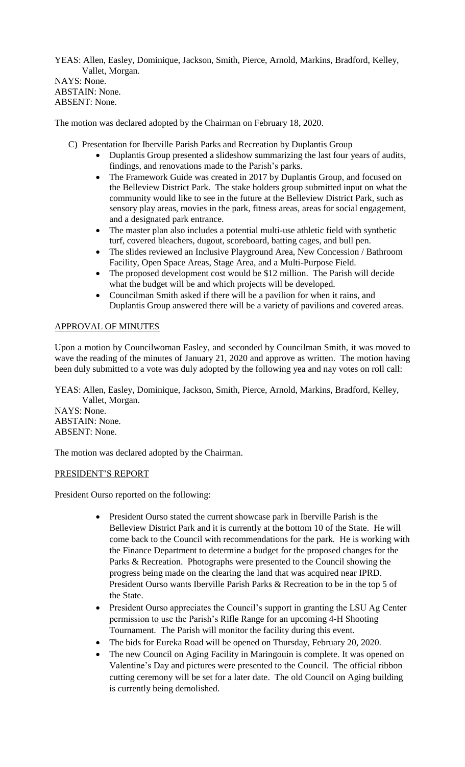YEAS: Allen, Easley, Dominique, Jackson, Smith, Pierce, Arnold, Markins, Bradford, Kelley, Vallet, Morgan.
NAYS: None.
ABSTAIN: None.
ABSENT: None.

The motion was declared adopted by the Chairman on February 18, 2020.

C) Presentation for Iberville Parish Parks and Recreation by Duplantis Group

- Duplantis Group presented a slideshow summarizing the last four years of audits, findings, and renovations made to the Parish's parks.
- The Framework Guide was created in 2017 by Duplantis Group, and focused on the Belleview District Park. The stake holders group submitted input on what the community would like to see in the future at the Belleview District Park, such as sensory play areas, movies in the park, fitness areas, areas for social engagement, and a designated park entrance.
- The master plan also includes a potential multi-use athletic field with synthetic turf, covered bleachers, dugout, scoreboard, batting cages, and bull pen.
- The slides reviewed an Inclusive Playground Area, New Concession / Bathroom Facility, Open Space Areas, Stage Area, and a Multi-Purpose Field.
- The proposed development cost would be $12 million. The Parish will decide what the budget will be and which projects will be developed.
- Councilman Smith asked if there will be a pavilion for when it rains, and Duplantis Group answered there will be a variety of pavilions and covered areas.

## APPROVAL OF MINUTES

Upon a motion by Councilwoman Easley, and seconded by Councilman Smith, it was moved to wave the reading of the minutes of January 21, 2020 and approve as written. The motion having been duly submitted to a vote was duly adopted by the following yea and nay votes on roll call:

YEAS: Allen, Easley, Dominique, Jackson, Smith, Pierce, Arnold, Markins, Bradford, Kelley, Vallet, Morgan.
NAYS: None.
ABSTAIN: None.
ABSENT: None.

The motion was declared adopted by the Chairman.

## PRESIDENT'S REPORT

President Ourso reported on the following:

- President Ourso stated the current showcase park in Iberville Parish is the Belleview District Park and it is currently at the bottom 10 of the State. He will come back to the Council with recommendations for the park. He is working with the Finance Department to determine a budget for the proposed changes for the Parks & Recreation. Photographs were presented to the Council showing the progress being made on the clearing the land that was acquired near IPRD. President Ourso wants Iberville Parish Parks & Recreation to be in the top 5 of the State.
- President Ourso appreciates the Council's support in granting the LSU Ag Center permission to use the Parish's Rifle Range for an upcoming 4-H Shooting Tournament. The Parish will monitor the facility during this event.
- The bids for Eureka Road will be opened on Thursday, February 20, 2020.
- The new Council on Aging Facility in Maringouin is complete. It was opened on Valentine's Day and pictures were presented to the Council. The official ribbon cutting ceremony will be set for a later date. The old Council on Aging building is currently being demolished.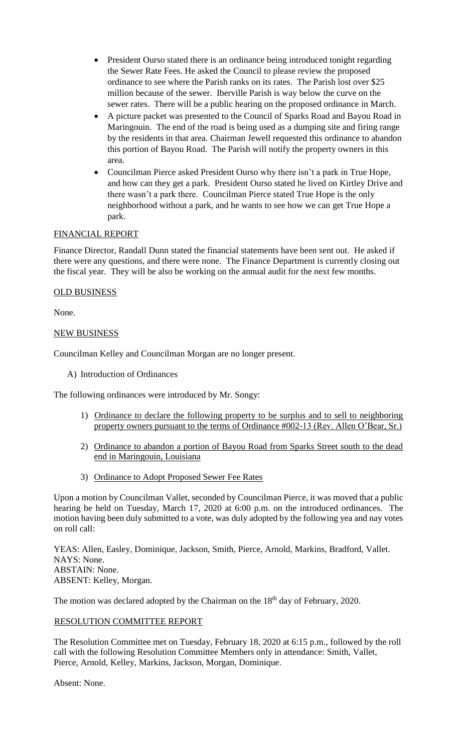- President Ourso stated there is an ordinance being introduced tonight regarding the Sewer Rate Fees. He asked the Council to please review the proposed ordinance to see where the Parish ranks on its rates. The Parish lost over $25 million because of the sewer. Iberville Parish is way below the curve on the sewer rates. There will be a public hearing on the proposed ordinance in March.
- A picture packet was presented to the Council of Sparks Road and Bayou Road in Maringouin. The end of the road is being used as a dumping site and firing range by the residents in that area. Chairman Jewell requested this ordinance to abandon this portion of Bayou Road. The Parish will notify the property owners in this area.
- Councilman Pierce asked President Ourso why there isn't a park in True Hope, and how can they get a park. President Ourso stated he lived on Kirtley Drive and there wasn't a park there. Councilman Pierce stated True Hope is the only neighborhood without a park, and he wants to see how we can get True Hope a park.

## FINANCIAL REPORT

Finance Director, Randall Dunn stated the financial statements have been sent out. He asked if there were any questions, and there were none. The Finance Department is currently closing out the fiscal year. They will be also be working on the annual audit for the next few months.

## OLD BUSINESS

None.

## NEW BUSINESS

Councilman Kelley and Councilman Morgan are no longer present.

A) Introduction of Ordinances

The following ordinances were introduced by Mr. Songy:

1) Ordinance to declare the following property to be surplus and to sell to neighboring property owners pursuant to the terms of Ordinance #002-13 (Rev. Allen O'Bear, Sr.)

2) Ordinance to abandon a portion of Bayou Road from Sparks Street south to the dead end in Maringouin, Louisiana

3) Ordinance to Adopt Proposed Sewer Fee Rates

Upon a motion by Councilman Vallet, seconded by Councilman Pierce, it was moved that a public hearing be held on Tuesday, March 17, 2020 at 6:00 p.m. on the introduced ordinances. The motion having been duly submitted to a vote, was duly adopted by the following yea and nay votes on roll call:

YEAS: Allen, Easley, Dominique, Jackson, Smith, Pierce, Arnold, Markins, Bradford, Vallet.
NAYS: None.
ABSTAIN: None.
ABSENT: Kelley, Morgan.

The motion was declared adopted by the Chairman on the 18th day of February, 2020.

## RESOLUTION COMMITTEE REPORT

The Resolution Committee met on Tuesday, February 18, 2020 at 6:15 p.m., followed by the roll call with the following Resolution Committee Members only in attendance: Smith, Vallet, Pierce, Arnold, Kelley, Markins, Jackson, Morgan, Dominique.

Absent: None.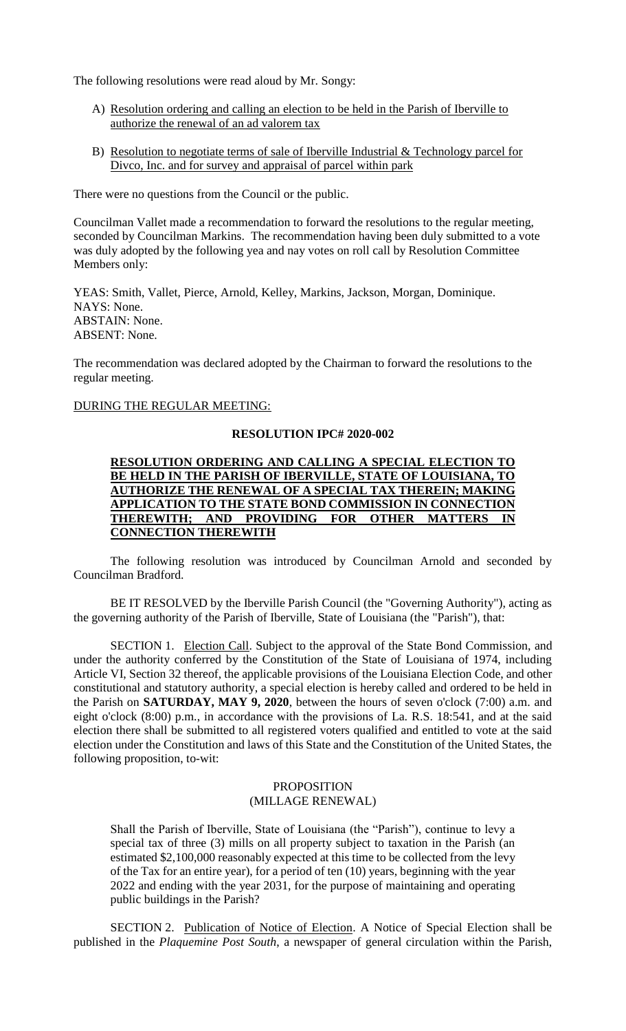The following resolutions were read aloud by Mr. Songy:

A) Resolution ordering and calling an election to be held in the Parish of Iberville to authorize the renewal of an ad valorem tax

B) Resolution to negotiate terms of sale of Iberville Industrial & Technology parcel for Divco, Inc. and for survey and appraisal of parcel within park

There were no questions from the Council or the public.

Councilman Vallet made a recommendation to forward the resolutions to the regular meeting, seconded by Councilman Markins. The recommendation having been duly submitted to a vote was duly adopted by the following yea and nay votes on roll call by Resolution Committee Members only:

YEAS: Smith, Vallet, Pierce, Arnold, Kelley, Markins, Jackson, Morgan, Dominique.
NAYS: None.
ABSTAIN: None.
ABSENT: None.

The recommendation was declared adopted by the Chairman to forward the resolutions to the regular meeting.

DURING THE REGULAR MEETING:

**RESOLUTION IPC# 2020-002**

**RESOLUTION ORDERING AND CALLING A SPECIAL ELECTION TO BE HELD IN THE PARISH OF IBERVILLE, STATE OF LOUISIANA, TO AUTHORIZE THE RENEWAL OF A SPECIAL TAX THEREIN; MAKING APPLICATION TO THE STATE BOND COMMISSION IN CONNECTION THEREWITH; AND PROVIDING FOR OTHER MATTERS IN CONNECTION THEREWITH**

The following resolution was introduced by Councilman Arnold and seconded by Councilman Bradford.

BE IT RESOLVED by the Iberville Parish Council (the "Governing Authority"), acting as the governing authority of the Parish of Iberville, State of Louisiana (the "Parish"), that:

SECTION 1. Election Call. Subject to the approval of the State Bond Commission, and under the authority conferred by the Constitution of the State of Louisiana of 1974, including Article VI, Section 32 thereof, the applicable provisions of the Louisiana Election Code, and other constitutional and statutory authority, a special election is hereby called and ordered to be held in the Parish on **SATURDAY, MAY 9, 2020**, between the hours of seven o'clock (7:00) a.m. and eight o'clock (8:00) p.m., in accordance with the provisions of La. R.S. 18:541, and at the said election there shall be submitted to all registered voters qualified and entitled to vote at the said election under the Constitution and laws of this State and the Constitution of the United States, the following proposition, to-wit:

PROPOSITION
(MILLAGE RENEWAL)

> Shall the Parish of Iberville, State of Louisiana (the "Parish"), continue to levy a special tax of three (3) mills on all property subject to taxation in the Parish (an estimated $2,100,000 reasonably expected at this time to be collected from the levy of the Tax for an entire year), for a period of ten (10) years, beginning with the year 2022 and ending with the year 2031, for the purpose of maintaining and operating public buildings in the Parish?

SECTION 2. Publication of Notice of Election. A Notice of Special Election shall be published in the *Plaquemine Post South*, a newspaper of general circulation within the Parish,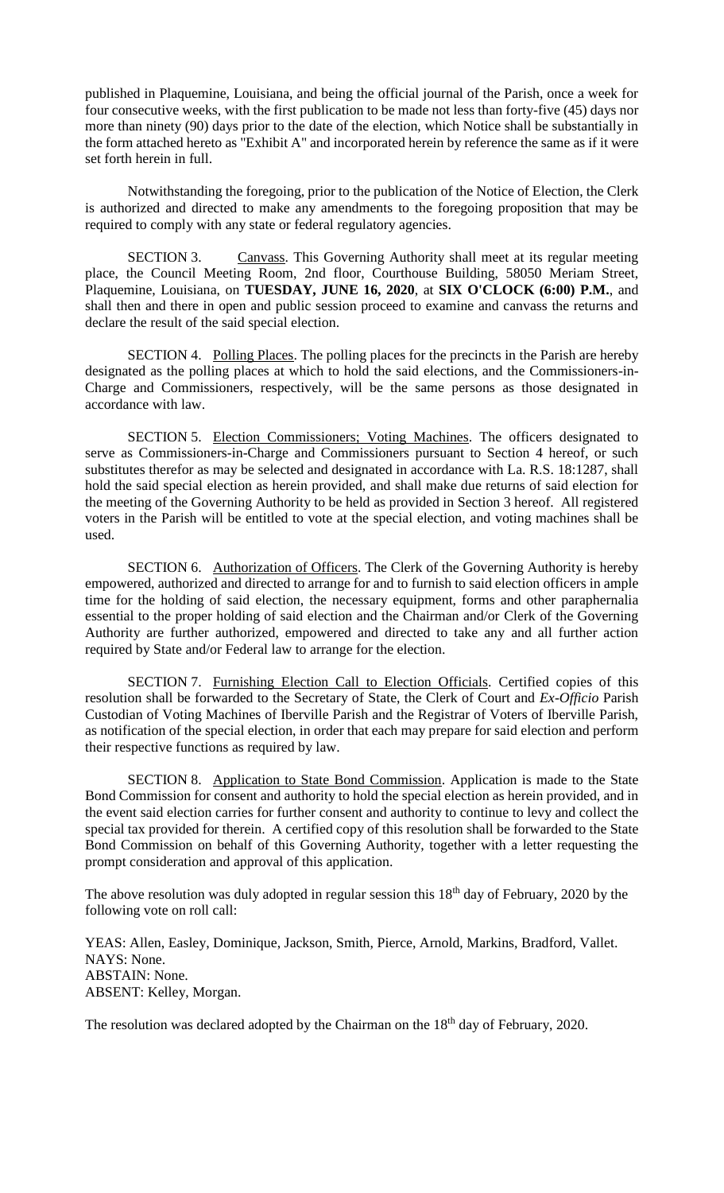published in Plaquemine, Louisiana, and being the official journal of the Parish, once a week for four consecutive weeks, with the first publication to be made not less than forty-five (45) days nor more than ninety (90) days prior to the date of the election, which Notice shall be substantially in the form attached hereto as "Exhibit A" and incorporated herein by reference the same as if it were set forth herein in full.

Notwithstanding the foregoing, prior to the publication of the Notice of Election, the Clerk is authorized and directed to make any amendments to the foregoing proposition that may be required to comply with any state or federal regulatory agencies.

SECTION 3. Canvass. This Governing Authority shall meet at its regular meeting place, the Council Meeting Room, 2nd floor, Courthouse Building, 58050 Meriam Street, Plaquemine, Louisiana, on **TUESDAY, JUNE 16, 2020**, at **SIX O'CLOCK (6:00) P.M.**, and shall then and there in open and public session proceed to examine and canvass the returns and declare the result of the said special election.

SECTION 4. Polling Places. The polling places for the precincts in the Parish are hereby designated as the polling places at which to hold the said elections, and the Commissioners-in-Charge and Commissioners, respectively, will be the same persons as those designated in accordance with law.

SECTION 5. Election Commissioners; Voting Machines. The officers designated to serve as Commissioners-in-Charge and Commissioners pursuant to Section 4 hereof, or such substitutes therefor as may be selected and designated in accordance with La. R.S. 18:1287, shall hold the said special election as herein provided, and shall make due returns of said election for the meeting of the Governing Authority to be held as provided in Section 3 hereof. All registered voters in the Parish will be entitled to vote at the special election, and voting machines shall be used.

SECTION 6. Authorization of Officers. The Clerk of the Governing Authority is hereby empowered, authorized and directed to arrange for and to furnish to said election officers in ample time for the holding of said election, the necessary equipment, forms and other paraphernalia essential to the proper holding of said election and the Chairman and/or Clerk of the Governing Authority are further authorized, empowered and directed to take any and all further action required by State and/or Federal law to arrange for the election.

SECTION 7. Furnishing Election Call to Election Officials. Certified copies of this resolution shall be forwarded to the Secretary of State, the Clerk of Court and *Ex-Officio* Parish Custodian of Voting Machines of Iberville Parish and the Registrar of Voters of Iberville Parish, as notification of the special election, in order that each may prepare for said election and perform their respective functions as required by law.

SECTION 8. Application to State Bond Commission. Application is made to the State Bond Commission for consent and authority to hold the special election as herein provided, and in the event said election carries for further consent and authority to continue to levy and collect the special tax provided for therein. A certified copy of this resolution shall be forwarded to the State Bond Commission on behalf of this Governing Authority, together with a letter requesting the prompt consideration and approval of this application.

The above resolution was duly adopted in regular session this 18th day of February, 2020 by the following vote on roll call:

YEAS: Allen, Easley, Dominique, Jackson, Smith, Pierce, Arnold, Markins, Bradford, Vallet.
NAYS: None.
ABSTAIN: None.
ABSENT: Kelley, Morgan.

The resolution was declared adopted by the Chairman on the 18th day of February, 2020.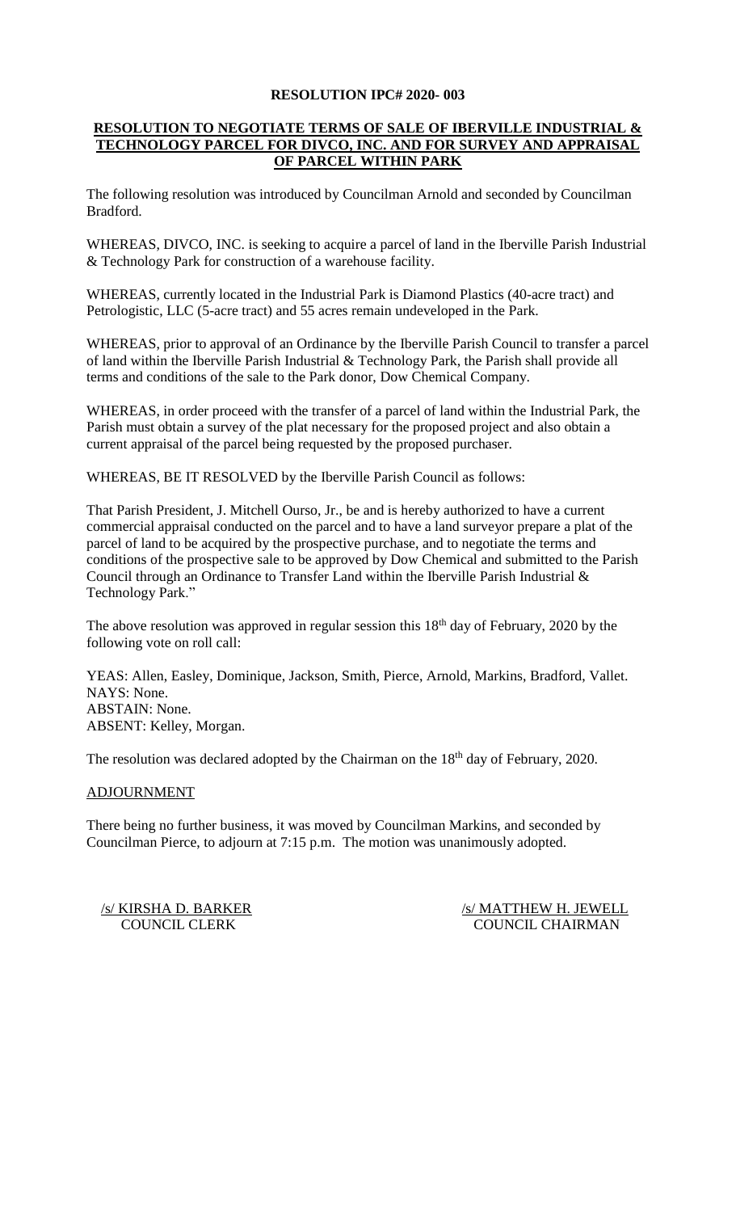**RESOLUTION IPC# 2020- 003**

**RESOLUTION TO NEGOTIATE TERMS OF SALE OF IBERVILLE INDUSTRIAL & TECHNOLOGY PARCEL FOR DIVCO, INC. AND FOR SURVEY AND APPRAISAL OF PARCEL WITHIN PARK**

The following resolution was introduced by Councilman Arnold and seconded by Councilman Bradford.

WHEREAS, DIVCO, INC. is seeking to acquire a parcel of land in the Iberville Parish Industrial & Technology Park for construction of a warehouse facility.

WHEREAS, currently located in the Industrial Park is Diamond Plastics (40-acre tract) and Petrologistic, LLC (5-acre tract) and 55 acres remain undeveloped in the Park.

WHEREAS, prior to approval of an Ordinance by the Iberville Parish Council to transfer a parcel of land within the Iberville Parish Industrial & Technology Park, the Parish shall provide all terms and conditions of the sale to the Park donor, Dow Chemical Company.

WHEREAS, in order proceed with the transfer of a parcel of land within the Industrial Park, the Parish must obtain a survey of the plat necessary for the proposed project and also obtain a current appraisal of the parcel being requested by the proposed purchaser.

WHEREAS, BE IT RESOLVED by the Iberville Parish Council as follows:

That Parish President, J. Mitchell Ourso, Jr., be and is hereby authorized to have a current commercial appraisal conducted on the parcel and to have a land surveyor prepare a plat of the parcel of land to be acquired by the prospective purchase, and to negotiate the terms and conditions of the prospective sale to be approved by Dow Chemical and submitted to the Parish Council through an Ordinance to Transfer Land within the Iberville Parish Industrial & Technology Park."

The above resolution was approved in regular session this 18th day of February, 2020 by the following vote on roll call:

YEAS: Allen, Easley, Dominique, Jackson, Smith, Pierce, Arnold, Markins, Bradford, Vallet.
NAYS: None.
ABSTAIN: None.
ABSENT: Kelley, Morgan.

The resolution was declared adopted by the Chairman on the 18th day of February, 2020.

ADJOURNMENT

There being no further business, it was moved by Councilman Markins, and seconded by Councilman Pierce, to adjourn at 7:15 p.m. The motion was unanimously adopted.

/s/ KIRSHA D. BARKER
COUNCIL CLERK

/s/ MATTHEW H. JEWELL
COUNCIL CHAIRMAN